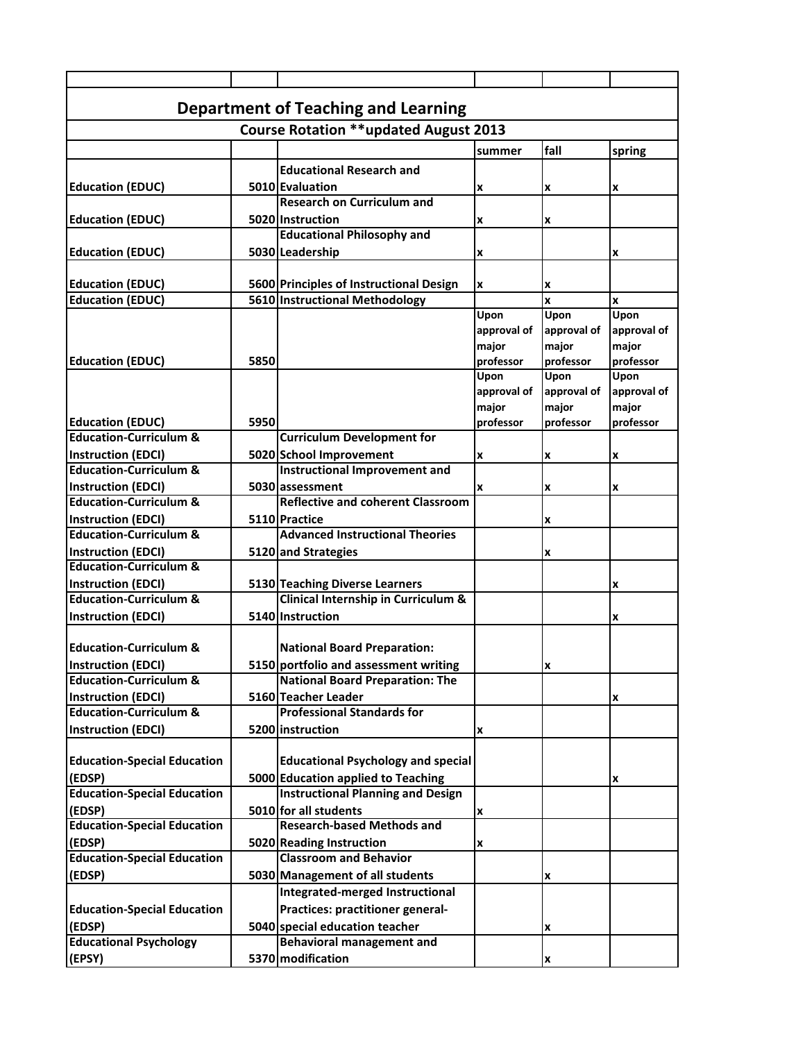## Department of Teaching and Learning

### Course Rotation **updated August 2013

| | | | summer | fall | spring |
|---|---|---|---|---|---|
| Education (EDUC) | 5010 | Educational Research and Evaluation | x | x | x |
| Education (EDUC) | 5020 | Research on Curriculum and Instruction | x | x | |
| Education (EDUC) | 5030 | Educational Philosophy and Leadership | x | | x |
| Education (EDUC) | 5600 | Principles of Instructional Design | x | x | |
| Education (EDUC) | 5610 | Instructional Methodology | | x | x |
| Education (EDUC) | 5850 | | Upon approval of major professor | Upon approval of major professor | Upon approval of major professor |
| Education (EDUC) | 5950 | | Upon approval of major professor | Upon approval of major professor | Upon approval of major professor |
| Education-Curriculum & Instruction (EDCI) | 5020 | Curriculum Development for School Improvement | x | x | x |
| Education-Curriculum & Instruction (EDCI) | 5030 | Instructional Improvement and assessment | x | x | x |
| Education-Curriculum & Instruction (EDCI) | 5110 | Reflective and coherent Classroom Practice | | x | |
| Education-Curriculum & Instruction (EDCI) | 5120 | Advanced Instructional Theories and Strategies | | x | |
| Education-Curriculum & Instruction (EDCI) | 5130 | Teaching Diverse Learners | | | x |
| Education-Curriculum & Instruction (EDCI) | 5140 | Clinical Internship in Curriculum & Instruction | | | x |
| Education-Curriculum & Instruction (EDCI) | 5150 | National Board Preparation: portfolio and assessment writing | | x | |
| Education-Curriculum & Instruction (EDCI) | 5160 | National Board Preparation: The Teacher Leader | | | x |
| Education-Curriculum & Instruction (EDCI) | 5200 | Professional Standards for instruction | x | | |
| Education-Special Education (EDSP) | 5000 | Educational Psychology and special Education applied to Teaching | | | x |
| Education-Special Education (EDSP) | 5010 | Instructional Planning and Design for all students | x | | |
| Education-Special Education (EDSP) | 5020 | Research-based Methods and Reading Instruction | x | | |
| Education-Special Education (EDSP) | 5030 | Classroom and Behavior Management of all students | | x | |
| Education-Special Education (EDSP) | 5040 | Integrated-merged Instructional Practices: practitioner general-special education teacher | | x | |
| Educational Psychology (EPSY) | 5370 | Behavioral management and modification | | x | |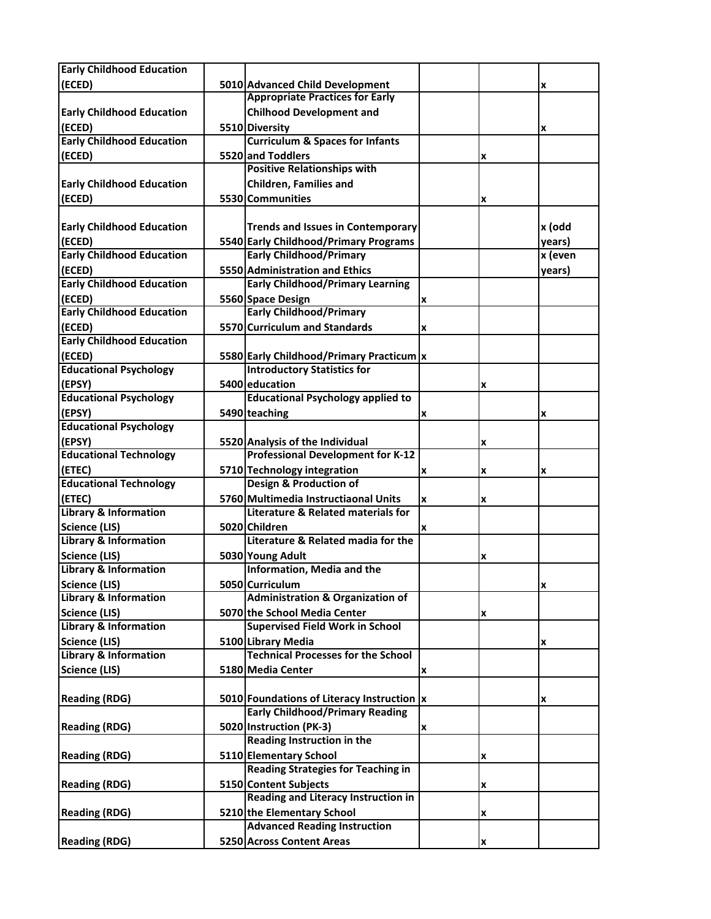| | | | | | |
|---|---|---|---|---|---|
| Early Childhood Education (ECED) | 5010 | Advanced Child Development | | | x |
| Early Childhood Education (ECED) | 5510 | Appropriate Practices for Early Chilhood Development and Diversity | | | x |
| Early Childhood Education (ECED) | 5520 | Curriculum & Spaces for Infants and Toddlers | | x | |
| Early Childhood Education (ECED) | 5530 | Positive Relationships with Children, Families and Communities | | x | |
| Early Childhood Education (ECED) | 5540 | Trends and Issues in Contemporary Early Childhood/Primary Programs | | | x (odd years) |
| Early Childhood Education (ECED) | 5550 | Early Childhood/Primary Administration and Ethics | | | x (even years) |
| Early Childhood Education (ECED) | 5560 | Early Childhood/Primary Learning Space Design | x | | |
| Early Childhood Education (ECED) | 5570 | Early Childhood/Primary Curriculum and Standards | x | | |
| Early Childhood Education (ECED) | 5580 | Early Childhood/Primary Practicum | x | | |
| Educational Psychology (EPSY) | 5400 | Introductory Statistics for education | | x | |
| Educational Psychology (EPSY) | 5490 | Educational Psychology applied to teaching | x | | x |
| Educational Psychology (EPSY) | 5520 | Analysis of the Individual | | x | |
| Educational Technology (ETEC) | 5710 | Professional Development for K-12 Technology integration | x | x | x |
| Educational Technology (ETEC) | 5760 | Design & Production of Multimedia Instructiaonal Units | x | x | |
| Library & Information Science (LIS) | 5020 | Literature & Related materials for Children | x | | |
| Library & Information Science (LIS) | 5030 | Literature & Related madia for the Young Adult | | x | |
| Library & Information Science (LIS) | 5050 | Information, Media and the Curriculum | | | x |
| Library & Information Science (LIS) | 5070 | Administration & Organization of the School Media Center | | x | |
| Library & Information Science (LIS) | 5100 | Supervised Field Work in School Library Media | | | x |
| Library & Information Science (LIS) | 5180 | Technical Processes for the School Media Center | x | | |
| Reading (RDG) | 5010 | Foundations of Literacy Instruction | x | | x |
| Reading (RDG) | 5020 | Early Childhood/Primary Reading Instruction (PK-3) | x | | |
| Reading (RDG) | 5110 | Reading Instruction in the Elementary School | | x | |
| Reading (RDG) | 5150 | Reading Strategies for Teaching in Content Subjects | | x | |
| Reading (RDG) | 5210 | Reading and Literacy Instruction in the Elementary School | | x | |
| Reading (RDG) | 5250 | Advanced Reading Instruction Across Content Areas | | x | |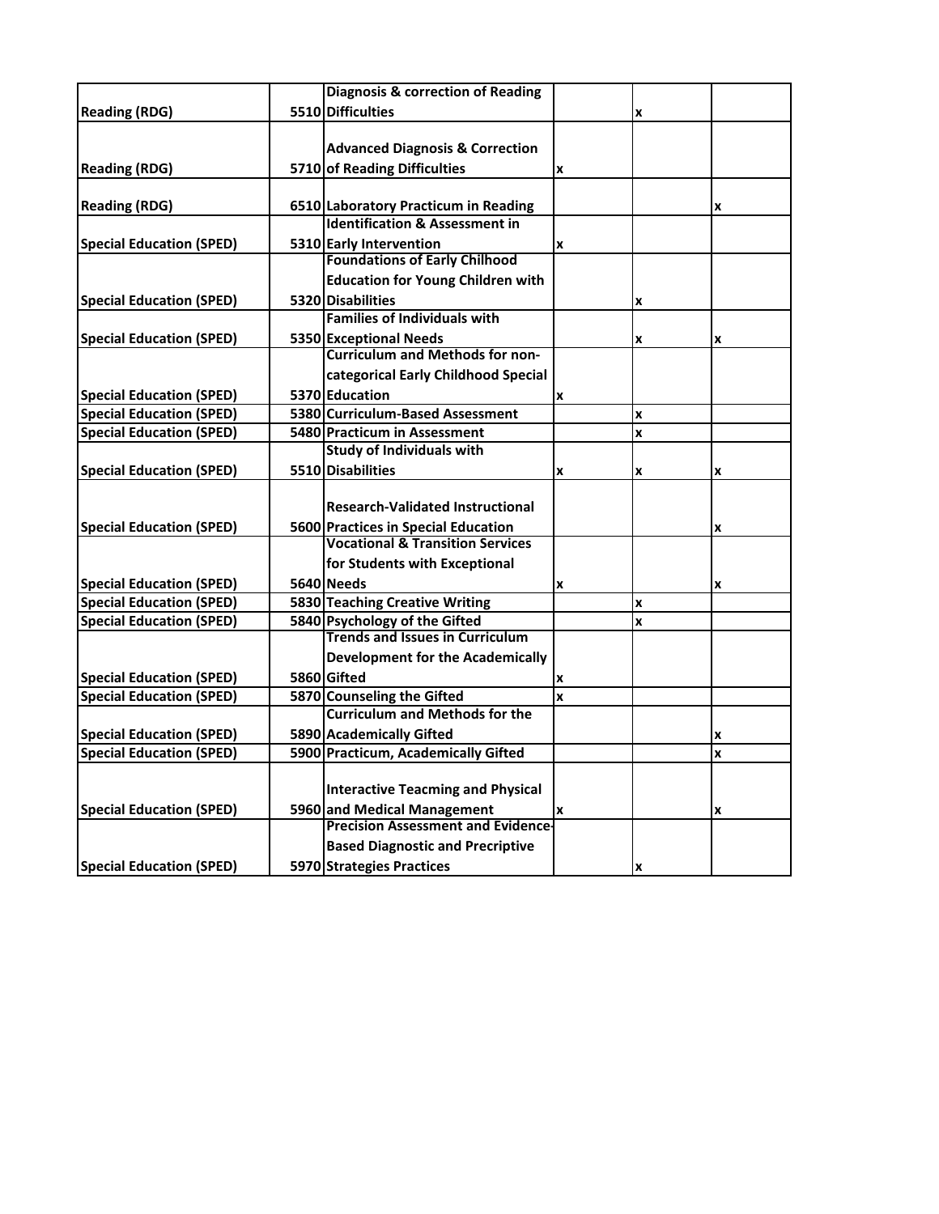| | | | | | |
|---|---|---|---|---|---|
| Reading (RDG) | 5510 | Diagnosis & correction of Reading Difficulties | | x | |
| Reading (RDG) | 5710 | Advanced Diagnosis & Correction of Reading Difficulties | x | | |
| Reading (RDG) | 6510 | Laboratory Practicum in Reading | | | x |
| Special Education (SPED) | 5310 | Identification & Assessment in Early Intervention | x | | |
| Special Education (SPED) | 5320 | Foundations of Early Chilhood Education for Young Children with Disabilities | | x | |
| Special Education (SPED) | 5350 | Families of Individuals with Exceptional Needs | | x | x |
| Special Education (SPED) | 5370 | Curriculum and Methods for non-categorical Early Childhood Special Education | x | | |
| Special Education (SPED) | 5380 | Curriculum-Based Assessment | | x | |
| Special Education (SPED) | 5480 | Practicum in Assessment | | x | |
| Special Education (SPED) | 5510 | Study of Individuals with Disabilities | x | x | x |
| Special Education (SPED) | 5600 | Research-Validated Instructional Practices in Special Education | | | x |
| Special Education (SPED) | 5640 | Vocational & Transition Services for Students with Exceptional Needs | x | | x |
| Special Education (SPED) | 5830 | Teaching Creative Writing | | x | |
| Special Education (SPED) | 5840 | Psychology of the Gifted | | x | |
| Special Education (SPED) | 5860 | Trends and Issues in Curriculum Development for the Academically Gifted | x | | |
| Special Education (SPED) | 5870 | Counseling the Gifted | x | | |
| Special Education (SPED) | 5890 | Curriculum and Methods for the Academically Gifted | | | x |
| Special Education (SPED) | 5900 | Practicum, Academically Gifted | | | x |
| Special Education (SPED) | 5960 | Interactive Teacming and Physical and Medical Management | x | | x |
| Special Education (SPED) | 5970 | Precision Assessment and Evidence-Based Diagnostic and Precriptive Strategies Practices | | x | |